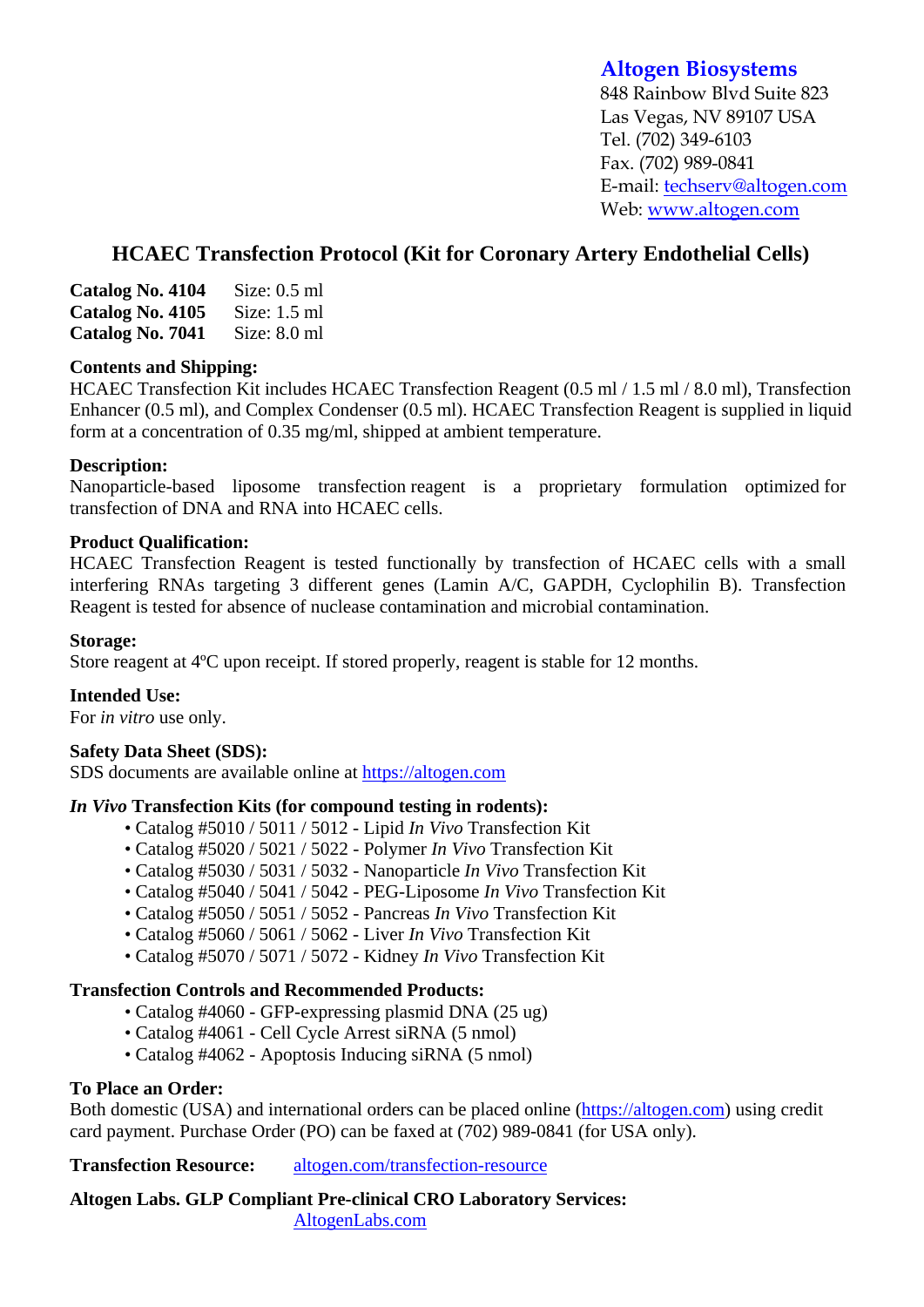**Altogen Biosystems**
848 Rainbow Blvd Suite 823
Las Vegas, NV 89107 USA
Tel. (702) 349-6103
Fax. (702) 989-0841
E-mail: techserv@altogen.com
Web: www.altogen.com

# HCAEC Transfection Protocol (Kit for Coronary Artery Endothelial Cells)

**Catalog No. 4104** Size: 0.5 ml
**Catalog No. 4105** Size: 1.5 ml
**Catalog No. 7041** Size: 8.0 ml

**Contents and Shipping:**
HCAEC Transfection Kit includes HCAEC Transfection Reagent (0.5 ml / 1.5 ml / 8.0 ml), Transfection Enhancer (0.5 ml), and Complex Condenser (0.5 ml). HCAEC Transfection Reagent is supplied in liquid form at a concentration of 0.35 mg/ml, shipped at ambient temperature.

**Description:**
Nanoparticle-based liposome transfection reagent is a proprietary formulation optimized for transfection of DNA and RNA into HCAEC cells.

**Product Qualification:**
HCAEC Transfection Reagent is tested functionally by transfection of HCAEC cells with a small interfering RNAs targeting 3 different genes (Lamin A/C, GAPDH, Cyclophilin B). Transfection Reagent is tested for absence of nuclease contamination and microbial contamination.

**Storage:**
Store reagent at 4ºC upon receipt. If stored properly, reagent is stable for 12 months.

**Intended Use:**
For *in vitro* use only.

**Safety Data Sheet (SDS):**
SDS documents are available online at https://altogen.com

***In Vivo* Transfection Kits (for compound testing in rodents):**

- Catalog #5010 / 5011 / 5012 - Lipid *In Vivo* Transfection Kit
- Catalog #5020 / 5021 / 5022 - Polymer *In Vivo* Transfection Kit
- Catalog #5030 / 5031 / 5032 - Nanoparticle *In Vivo* Transfection Kit
- Catalog #5040 / 5041 / 5042 - PEG-Liposome *In Vivo* Transfection Kit
- Catalog #5050 / 5051 / 5052 - Pancreas *In Vivo* Transfection Kit
- Catalog #5060 / 5061 / 5062 - Liver *In Vivo* Transfection Kit
- Catalog #5070 / 5071 / 5072 - Kidney *In Vivo* Transfection Kit

**Transfection Controls and Recommended Products:**

- Catalog #4060 - GFP-expressing plasmid DNA (25 ug)
- Catalog #4061 - Cell Cycle Arrest siRNA (5 nmol)
- Catalog #4062 - Apoptosis Inducing siRNA (5 nmol)

**To Place an Order:**
Both domestic (USA) and international orders can be placed online (https://altogen.com) using credit card payment. Purchase Order (PO) can be faxed at (702) 989-0841 (for USA only).

**Transfection Resource:** altogen.com/transfection-resource

**Altogen Labs. GLP Compliant Pre-clinical CRO Laboratory Services:**
AltogenLabs.com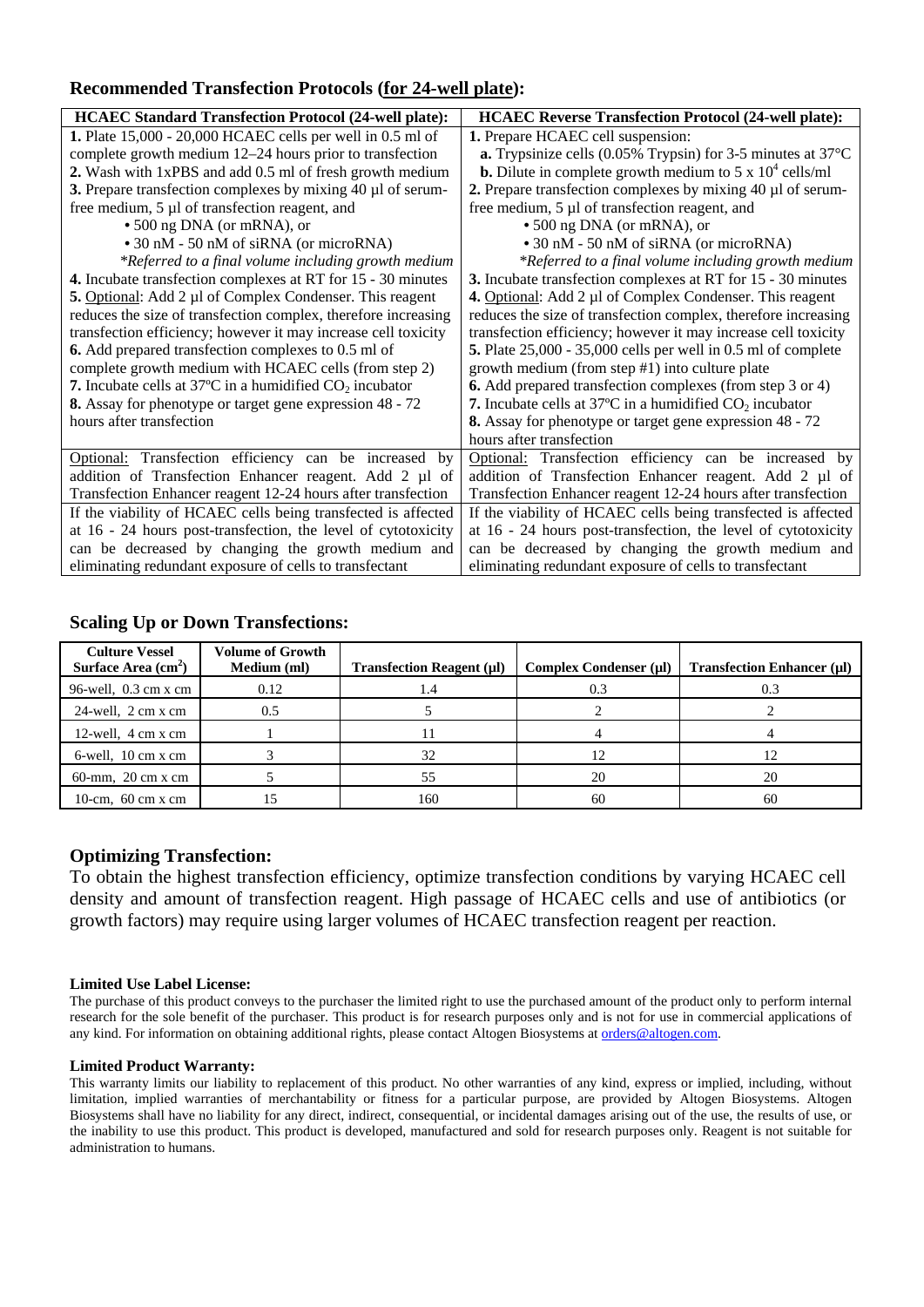## Recommended Transfection Protocols (for 24-well plate):

| HCAEC Standard Transfection Protocol (24-well plate): | HCAEC Reverse Transfection Protocol (24-well plate): |
|---|---|
| **1.** Plate 15,000 - 20,000 HCAEC cells per well in 0.5 ml of complete growth medium 12–24 hours prior to transfection<br>**2.** Wash with 1xPBS and add 0.5 ml of fresh growth medium<br>**3.** Prepare transfection complexes by mixing 40 µl of serum-free medium, 5 µl of transfection reagent, and<br>• 500 ng DNA (or mRNA), or<br>• 30 nM - 50 nM of siRNA (or microRNA)<br>*\*Referred to a final volume including growth medium*<br>**4.** Incubate transfection complexes at RT for 15 - 30 minutes<br>**5.** Optional: Add 2 µl of Complex Condenser. This reagent reduces the size of transfection complex, therefore increasing transfection efficiency; however it may increase cell toxicity<br>**6.** Add prepared transfection complexes to 0.5 ml of complete growth medium with HCAEC cells (from step 2)<br>**7.** Incubate cells at 37ºC in a humidified $CO_2$ incubator<br>**8.** Assay for phenotype or target gene expression 48 - 72 hours after transfection | **1.** Prepare HCAEC cell suspension:<br>**a.** Trypsinize cells (0.05% Trypsin) for 3-5 minutes at 37°C<br>**b.** Dilute in complete growth medium to 5 x $10^4$ cells/ml<br>**2.** Prepare transfection complexes by mixing 40 µl of serum-free medium, 5 µl of transfection reagent, and<br>• 500 ng DNA (or mRNA), or<br>• 30 nM - 50 nM of siRNA (or microRNA)<br>*\*Referred to a final volume including growth medium*<br>**3.** Incubate transfection complexes at RT for 15 - 30 minutes<br>**4.** Optional: Add 2 µl of Complex Condenser. This reagent reduces the size of transfection complex, therefore increasing transfection efficiency; however it may increase cell toxicity<br>**5.** Plate 25,000 - 35,000 cells per well in 0.5 ml of complete growth medium (from step #1) into culture plate<br>**6.** Add prepared transfection complexes (from step 3 or 4)<br>**7.** Incubate cells at 37ºC in a humidified $CO_2$ incubator<br>**8.** Assay for phenotype or target gene expression 48 - 72 hours after transfection |
| Optional: Transfection efficiency can be increased by addition of Transfection Enhancer reagent. Add 2 µl of Transfection Enhancer reagent 12-24 hours after transfection | Optional: Transfection efficiency can be increased by addition of Transfection Enhancer reagent. Add 2 µl of Transfection Enhancer reagent 12-24 hours after transfection |
| If the viability of HCAEC cells being transfected is affected at 16 - 24 hours post-transfection, the level of cytotoxicity can be decreased by changing the growth medium and eliminating redundant exposure of cells to transfectant | If the viability of HCAEC cells being transfected is affected at 16 - 24 hours post-transfection, the level of cytotoxicity can be decreased by changing the growth medium and eliminating redundant exposure of cells to transfectant |

## Scaling Up or Down Transfections:

| Culture Vessel Surface Area ($cm^2$) | Volume of Growth Medium (ml) | Transfection Reagent (µl) | Complex Condenser (µl) | Transfection Enhancer (µl) |
|---|---|---|---|---|
| 96-well, 0.3 cm x cm | 0.12 | 1.4 | 0.3 | 0.3 |
| 24-well, 2 cm x cm | 0.5 | 5 | 2 | 2 |
| 12-well, 4 cm x cm | 1 | 11 | 4 | 4 |
| 6-well, 10 cm x cm | 3 | 32 | 12 | 12 |
| 60-mm, 20 cm x cm | 5 | 55 | 20 | 20 |
| 10-cm, 60 cm x cm | 15 | 160 | 60 | 60 |

## Optimizing Transfection:

To obtain the highest transfection efficiency, optimize transfection conditions by varying HCAEC cell density and amount of transfection reagent. High passage of HCAEC cells and use of antibiotics (or growth factors) may require using larger volumes of HCAEC transfection reagent per reaction.

#### Limited Use Label License:

The purchase of this product conveys to the purchaser the limited right to use the purchased amount of the product only to perform internal research for the sole benefit of the purchaser. This product is for research purposes only and is not for use in commercial applications of any kind. For information on obtaining additional rights, please contact Altogen Biosystems at orders@altogen.com.

#### Limited Product Warranty:

This warranty limits our liability to replacement of this product. No other warranties of any kind, express or implied, including, without limitation, implied warranties of merchantability or fitness for a particular purpose, are provided by Altogen Biosystems. Altogen Biosystems shall have no liability for any direct, indirect, consequential, or incidental damages arising out of the use, the results of use, or the inability to use this product. This product is developed, manufactured and sold for research purposes only. Reagent is not suitable for administration to humans.